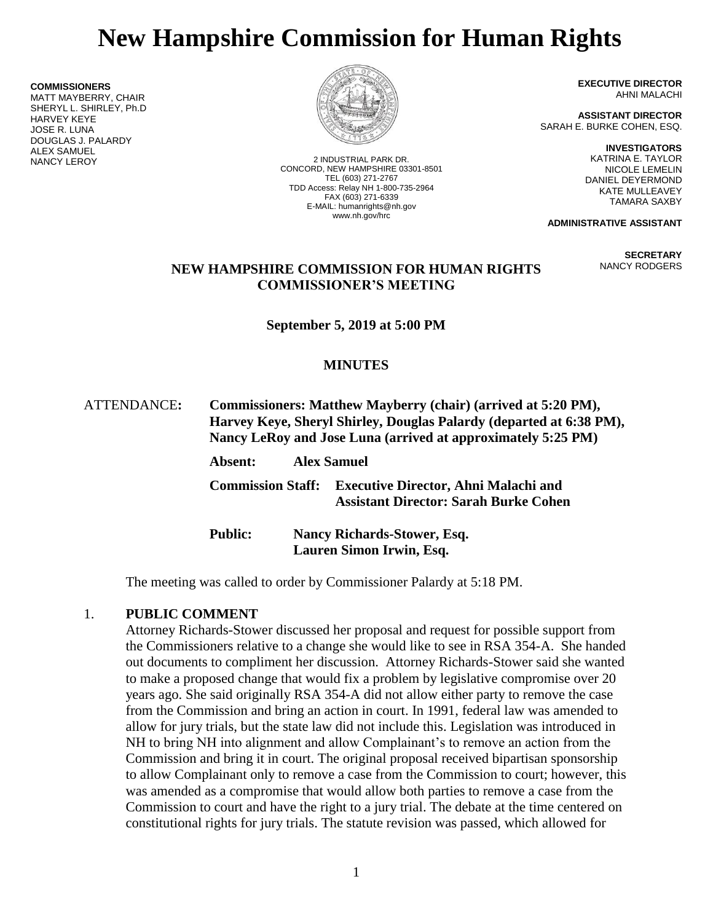# New Hampshire Commission for Human Rights

**COMMISSIONERS**
MATT MAYBERRY, CHAIR
SHERYL L. SHIRLEY, Ph.D
HARVEY KEYE
JOSE R. LUNA
DOUGLAS J. PALARDY
ALEX SAMUEL
NANCY LEROY

2 INDUSTRIAL PARK DR.
CONCORD, NEW HAMPSHIRE 03301-8501
TEL (603) 271-2767
TDD Access: Relay NH 1-800-735-2964
FAX (603) 271-6339
E-MAIL: humanrights@nh.gov
www.nh.gov/hrc

**EXECUTIVE DIRECTOR**
AHNI MALACHI

**ASSISTANT DIRECTOR**
SARAH E. BURKE COHEN, ESQ.

**INVESTIGATORS**
KATRINA E. TAYLOR
NICOLE LEMELIN
DANIEL DEYERMOND
KATE MULLEAVEY
TAMARA SAXBY

**ADMINISTRATIVE ASSISTANT**

**SECRETARY**
NANCY RODGERS

## NEW HAMPSHIRE COMMISSION FOR HUMAN RIGHTS COMMISSIONER'S MEETING

**September 5, 2019 at 5:00 PM**

## MINUTES

ATTENDANCE: **Commissioners: Matthew Mayberry (chair) (arrived at 5:20 PM), Harvey Keye, Sheryl Shirley, Douglas Palardy (departed at 6:38 PM), Nancy LeRoy and Jose Luna (arrived at approximately 5:25 PM)**

**Absent:** **Alex Samuel**

**Commission Staff:** **Executive Director, Ahni Malachi and Assistant Director: Sarah Burke Cohen**

**Public:** **Nancy Richards-Stower, Esq.**
**Lauren Simon Irwin, Esq.**

The meeting was called to order by Commissioner Palardy at 5:18 PM.

1. **PUBLIC COMMENT**
Attorney Richards-Stower discussed her proposal and request for possible support from the Commissioners relative to a change she would like to see in RSA 354-A. She handed out documents to compliment her discussion. Attorney Richards-Stower said she wanted to make a proposed change that would fix a problem by legislative compromise over 20 years ago. She said originally RSA 354-A did not allow either party to remove the case from the Commission and bring an action in court. In 1991, federal law was amended to allow for jury trials, but the state law did not include this. Legislation was introduced in NH to bring NH into alignment and allow Complainant's to remove an action from the Commission and bring it in court. The original proposal received bipartisan sponsorship to allow Complainant only to remove a case from the Commission to court; however, this was amended as a compromise that would allow both parties to remove a case from the Commission to court and have the right to a jury trial. The debate at the time centered on constitutional rights for jury trials. The statute revision was passed, which allowed for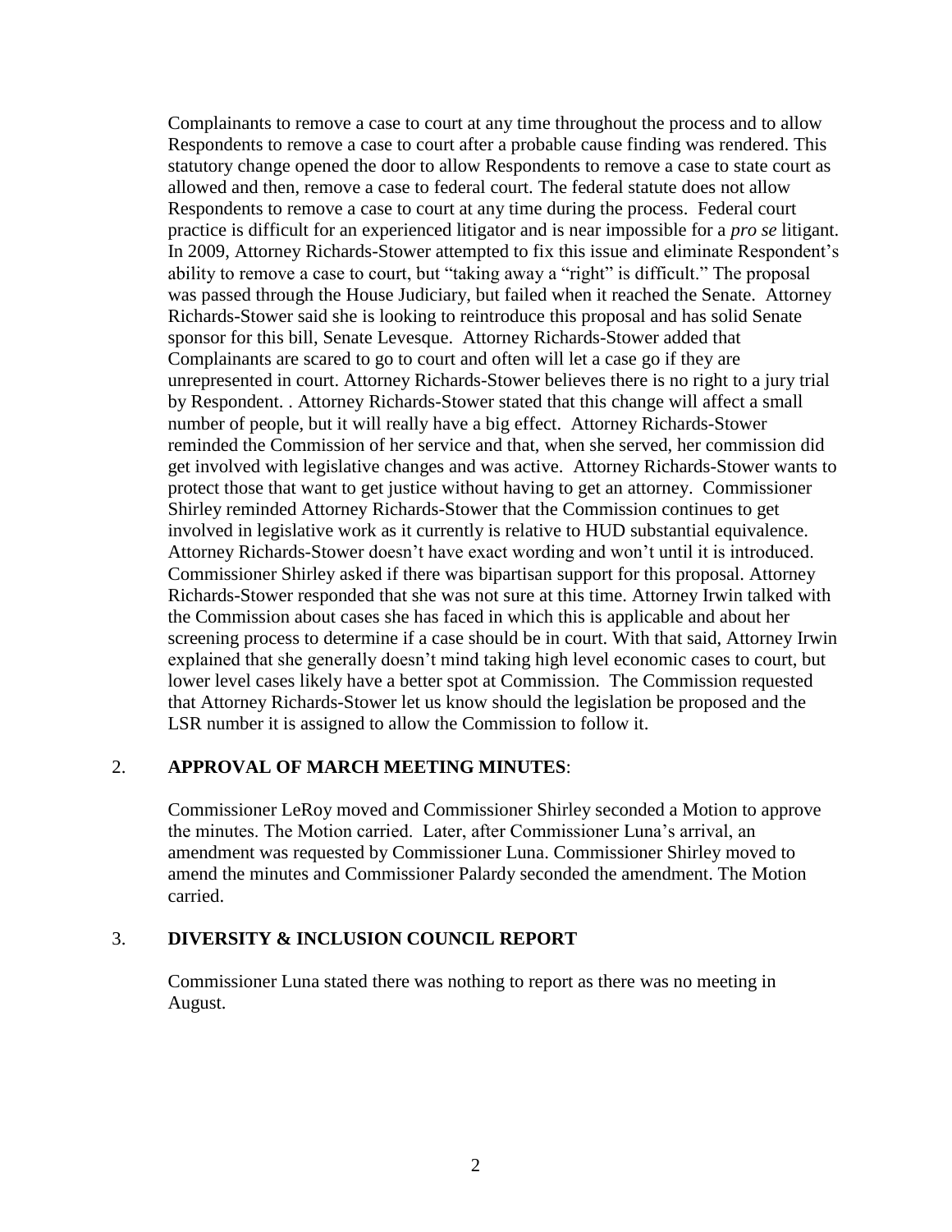Complainants to remove a case to court at any time throughout the process and to allow Respondents to remove a case to court after a probable cause finding was rendered. This statutory change opened the door to allow Respondents to remove a case to state court as allowed and then, remove a case to federal court. The federal statute does not allow Respondents to remove a case to court at any time during the process. Federal court practice is difficult for an experienced litigator and is near impossible for a *pro se* litigant. In 2009, Attorney Richards-Stower attempted to fix this issue and eliminate Respondent's ability to remove a case to court, but "taking away a "right" is difficult." The proposal was passed through the House Judiciary, but failed when it reached the Senate. Attorney Richards-Stower said she is looking to reintroduce this proposal and has solid Senate sponsor for this bill, Senate Levesque. Attorney Richards-Stower added that Complainants are scared to go to court and often will let a case go if they are unrepresented in court. Attorney Richards-Stower believes there is no right to a jury trial by Respondent. . Attorney Richards-Stower stated that this change will affect a small number of people, but it will really have a big effect. Attorney Richards-Stower reminded the Commission of her service and that, when she served, her commission did get involved with legislative changes and was active. Attorney Richards-Stower wants to protect those that want to get justice without having to get an attorney. Commissioner Shirley reminded Attorney Richards-Stower that the Commission continues to get involved in legislative work as it currently is relative to HUD substantial equivalence. Attorney Richards-Stower doesn't have exact wording and won't until it is introduced. Commissioner Shirley asked if there was bipartisan support for this proposal. Attorney Richards-Stower responded that she was not sure at this time. Attorney Irwin talked with the Commission about cases she has faced in which this is applicable and about her screening process to determine if a case should be in court. With that said, Attorney Irwin explained that she generally doesn't mind taking high level economic cases to court, but lower level cases likely have a better spot at Commission. The Commission requested that Attorney Richards-Stower let us know should the legislation be proposed and the LSR number it is assigned to allow the Commission to follow it.

## 2. **APPROVAL OF MARCH MEETING MINUTES**:

Commissioner LeRoy moved and Commissioner Shirley seconded a Motion to approve the minutes. The Motion carried. Later, after Commissioner Luna's arrival, an amendment was requested by Commissioner Luna. Commissioner Shirley moved to amend the minutes and Commissioner Palardy seconded the amendment. The Motion carried.

## 3. **DIVERSITY & INCLUSION COUNCIL REPORT**

Commissioner Luna stated there was nothing to report as there was no meeting in August.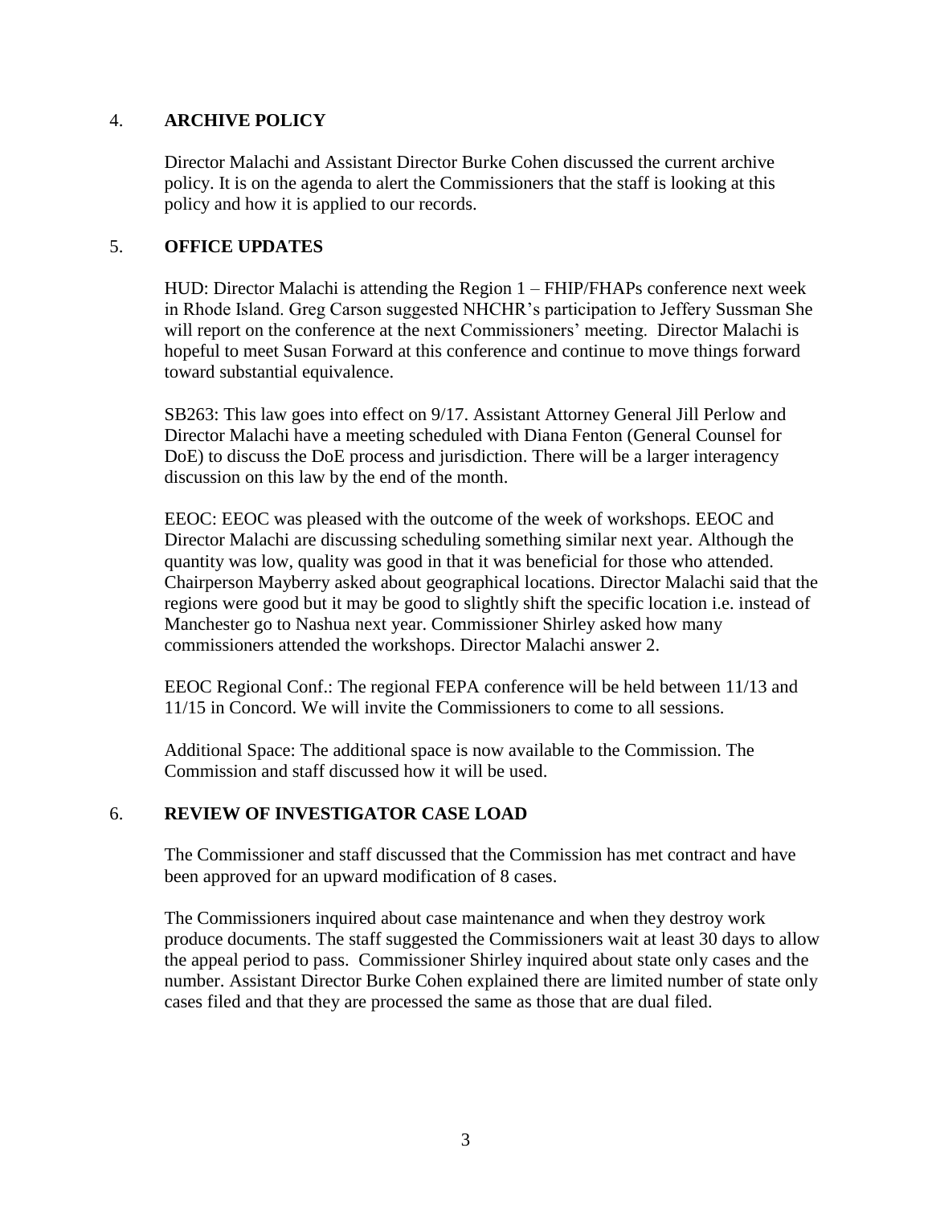## 4. ARCHIVE POLICY

Director Malachi and Assistant Director Burke Cohen discussed the current archive policy. It is on the agenda to alert the Commissioners that the staff is looking at this policy and how it is applied to our records.

## 5. OFFICE UPDATES

HUD: Director Malachi is attending the Region 1 – FHIP/FHAPs conference next week in Rhode Island. Greg Carson suggested NHCHR's participation to Jeffery Sussman She will report on the conference at the next Commissioners' meeting. Director Malachi is hopeful to meet Susan Forward at this conference and continue to move things forward toward substantial equivalence.

SB263: This law goes into effect on 9/17. Assistant Attorney General Jill Perlow and Director Malachi have a meeting scheduled with Diana Fenton (General Counsel for DoE) to discuss the DoE process and jurisdiction. There will be a larger interagency discussion on this law by the end of the month.

EEOC: EEOC was pleased with the outcome of the week of workshops. EEOC and Director Malachi are discussing scheduling something similar next year. Although the quantity was low, quality was good in that it was beneficial for those who attended. Chairperson Mayberry asked about geographical locations. Director Malachi said that the regions were good but it may be good to slightly shift the specific location i.e. instead of Manchester go to Nashua next year. Commissioner Shirley asked how many commissioners attended the workshops. Director Malachi answer 2.

EEOC Regional Conf.: The regional FEPA conference will be held between 11/13 and 11/15 in Concord. We will invite the Commissioners to come to all sessions.

Additional Space: The additional space is now available to the Commission. The Commission and staff discussed how it will be used.

## 6. REVIEW OF INVESTIGATOR CASE LOAD

The Commissioner and staff discussed that the Commission has met contract and have been approved for an upward modification of 8 cases.

The Commissioners inquired about case maintenance and when they destroy work produce documents. The staff suggested the Commissioners wait at least 30 days to allow the appeal period to pass. Commissioner Shirley inquired about state only cases and the number. Assistant Director Burke Cohen explained there are limited number of state only cases filed and that they are processed the same as those that are dual filed.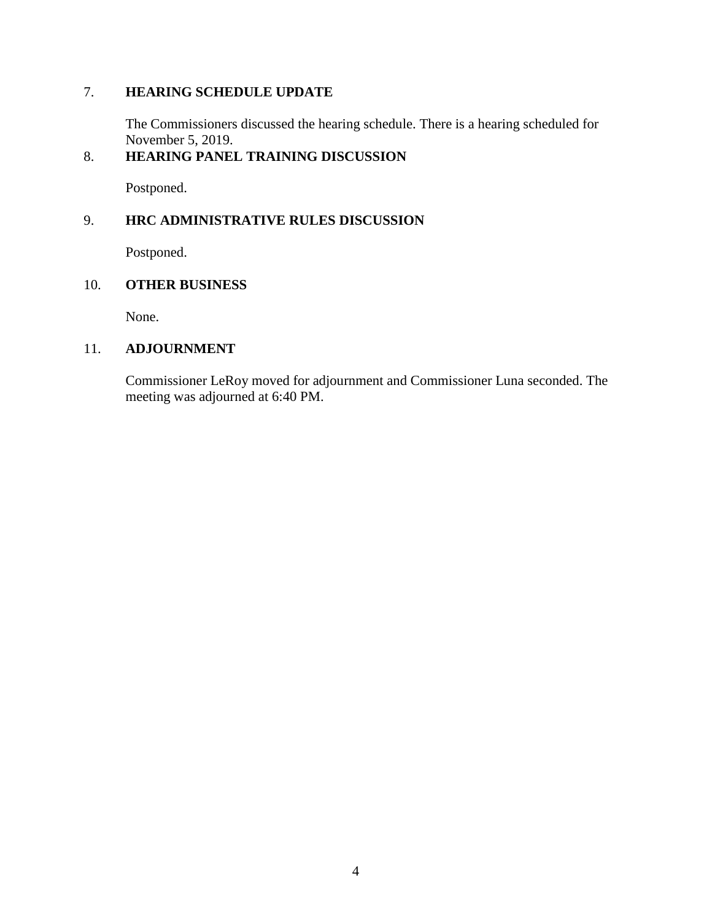7. **HEARING SCHEDULE UPDATE**

The Commissioners discussed the hearing schedule. There is a hearing scheduled for November 5, 2019.

8. **HEARING PANEL TRAINING DISCUSSION**

Postponed.

9. **HRC ADMINISTRATIVE RULES DISCUSSION**

Postponed.

10. **OTHER BUSINESS**

None.

11. **ADJOURNMENT**

Commissioner LeRoy moved for adjournment and Commissioner Luna seconded. The meeting was adjourned at 6:40 PM.